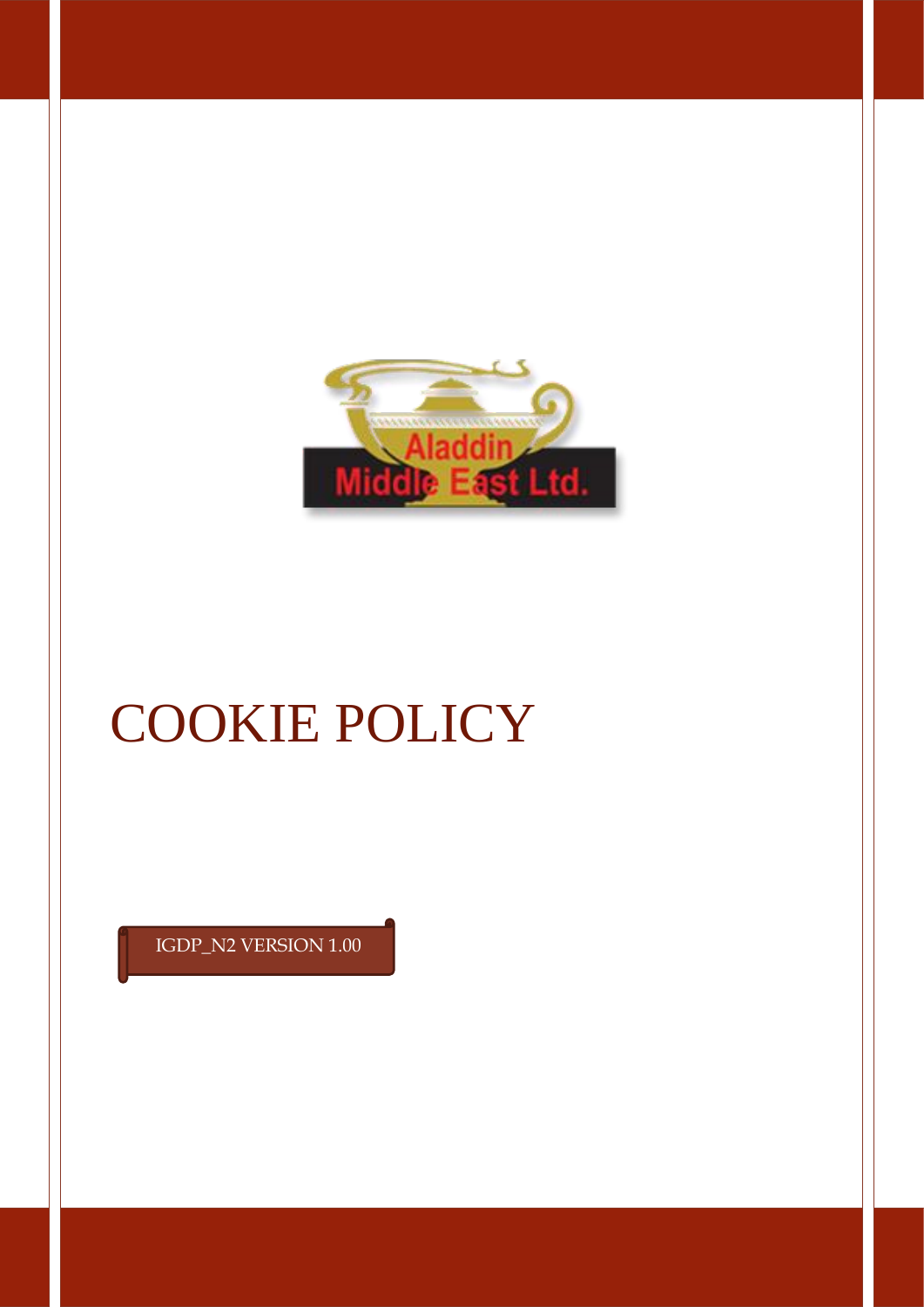Aladdin Middle East Ltd.

# COOKIE POLICY

IGDP_N2 VERSION 1.00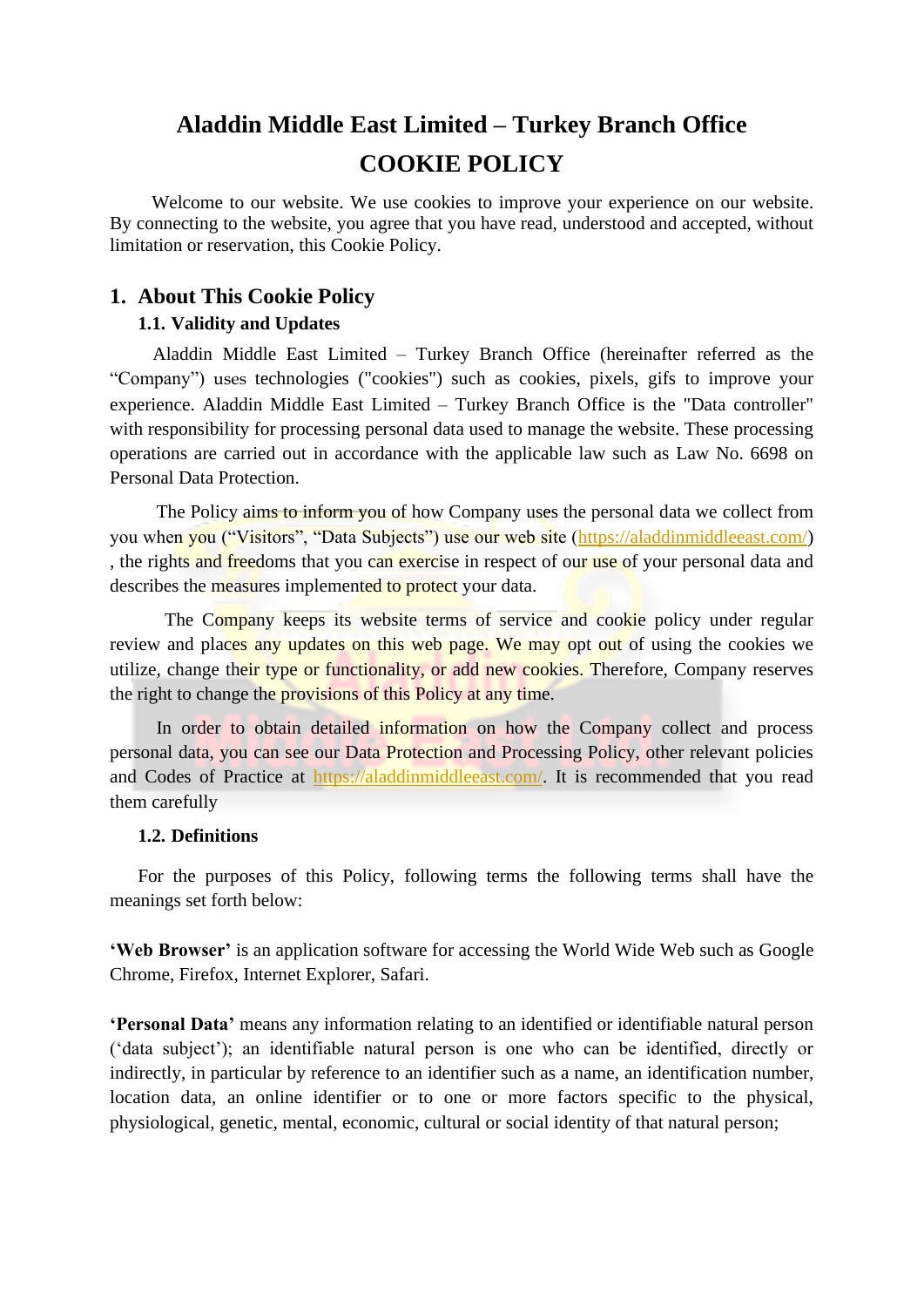# Aladdin Middle East Limited – Turkey Branch Office

# COOKIE POLICY

Welcome to our website. We use cookies to improve your experience on our website. By connecting to the website, you agree that you have read, understood and accepted, without limitation or reservation, this Cookie Policy.

## 1. About This Cookie Policy

### 1.1. Validity and Updates

Aladdin Middle East Limited – Turkey Branch Office (hereinafter referred as the "Company") uses technologies ("cookies") such as cookies, pixels, gifs to improve your experience. Aladdin Middle East Limited – Turkey Branch Office is the "Data controller" with responsibility for processing personal data used to manage the website. These processing operations are carried out in accordance with the applicable law such as Law No. 6698 on Personal Data Protection.

The Policy aims to inform you of how Company uses the personal data we collect from you when you ("Visitors", "Data Subjects") use our web site (https://aladdinmiddleeast.com/) , the rights and freedoms that you can exercise in respect of our use of your personal data and describes the measures implemented to protect your data.

The Company keeps its website terms of service and cookie policy under regular review and places any updates on this web page. We may opt out of using the cookies we utilize, change their type or functionality, or add new cookies. Therefore, Company reserves the right to change the provisions of this Policy at any time.

In order to obtain detailed information on how the Company collect and process personal data, you can see our Data Protection and Processing Policy, other relevant policies and Codes of Practice at https://aladdinmiddleeast.com/. It is recommended that you read them carefully

### 1.2. Definitions

For the purposes of this Policy, following terms the following terms shall have the meanings set forth below:

**'Web Browser'** is an application software for accessing the World Wide Web such as Google Chrome, Firefox, Internet Explorer, Safari.

**'Personal Data'** means any information relating to an identified or identifiable natural person ('data subject'); an identifiable natural person is one who can be identified, directly or indirectly, in particular by reference to an identifier such as a name, an identification number, location data, an online identifier or to one or more factors specific to the physical, physiological, genetic, mental, economic, cultural or social identity of that natural person;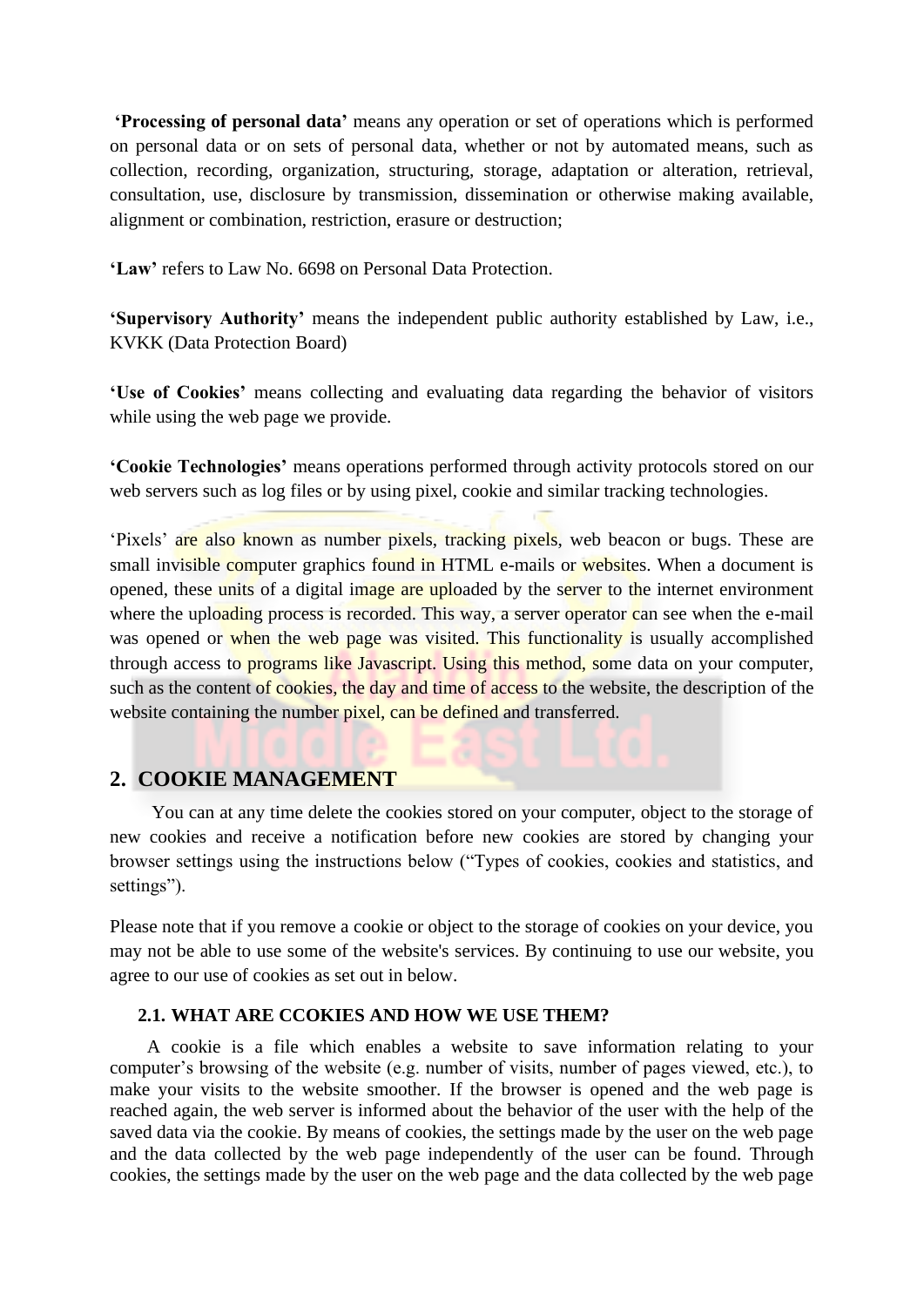**'Processing of personal data'** means any operation or set of operations which is performed on personal data or on sets of personal data, whether or not by automated means, such as collection, recording, organization, structuring, storage, adaptation or alteration, retrieval, consultation, use, disclosure by transmission, dissemination or otherwise making available, alignment or combination, restriction, erasure or destruction;

**'Law'** refers to Law No. 6698 on Personal Data Protection.

**'Supervisory Authority'** means the independent public authority established by Law, i.e., KVKK (Data Protection Board)

**'Use of Cookies'** means collecting and evaluating data regarding the behavior of visitors while using the web page we provide.

**'Cookie Technologies'** means operations performed through activity protocols stored on our web servers such as log files or by using pixel, cookie and similar tracking technologies.

'Pixels' are also known as number pixels, tracking pixels, web beacon or bugs. These are small invisible computer graphics found in HTML e-mails or websites. When a document is opened, these units of a digital image are uploaded by the server to the internet environment where the uploading process is recorded. This way, a server operator can see when the e-mail was opened or when the web page was visited. This functionality is usually accomplished through access to programs like Javascript. Using this method, some data on your computer, such as the content of cookies, the day and time of access to the website, the description of the website containing the number pixel, can be defined and transferred.

## 2. COOKIE MANAGEMENT

You can at any time delete the cookies stored on your computer, object to the storage of new cookies and receive a notification before new cookies are stored by changing your browser settings using the instructions below ("Types of cookies, cookies and statistics, and settings").

Please note that if you remove a cookie or object to the storage of cookies on your device, you may not be able to use some of the website's services. By continuing to use our website, you agree to our use of cookies as set out in below.

### 2.1. WHAT ARE CCOKIES AND HOW WE USE THEM?

A cookie is a file which enables a website to save information relating to your computer's browsing of the website (e.g. number of visits, number of pages viewed, etc.), to make your visits to the website smoother. If the browser is opened and the web page is reached again, the web server is informed about the behavior of the user with the help of the saved data via the cookie. By means of cookies, the settings made by the user on the web page and the data collected by the web page independently of the user can be found. Through cookies, the settings made by the user on the web page and the data collected by the web page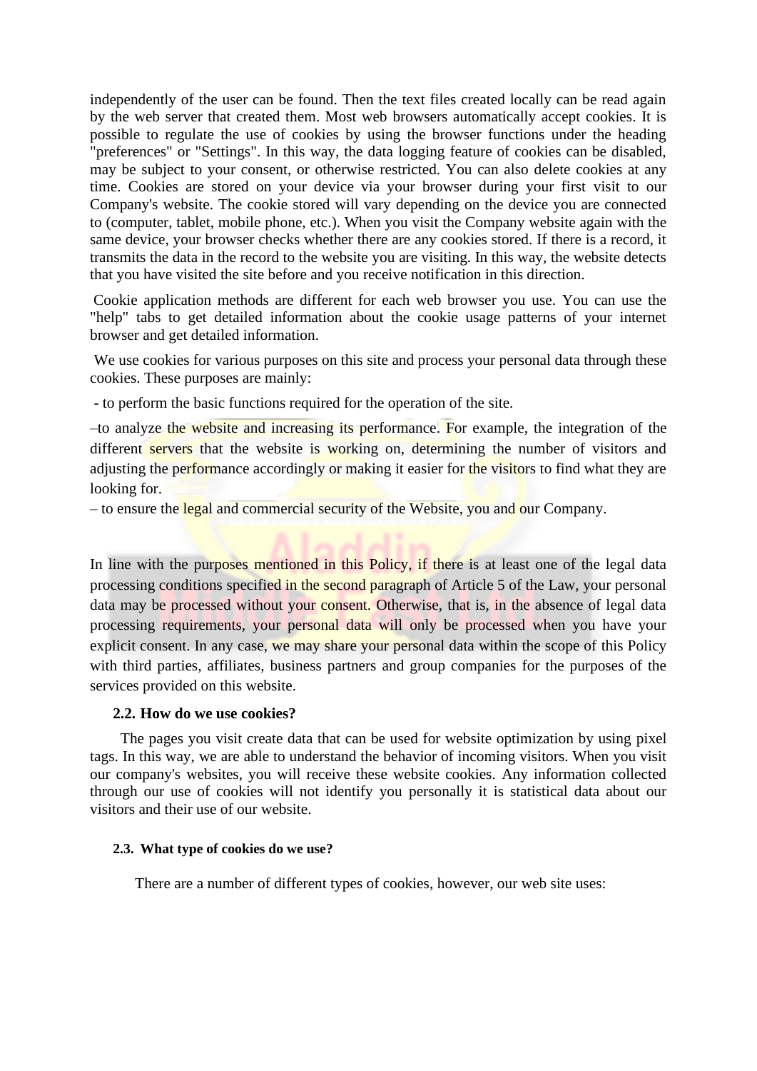independently of the user can be found. Then the text files created locally can be read again by the web server that created them. Most web browsers automatically accept cookies. It is possible to regulate the use of cookies by using the browser functions under the heading "preferences" or "Settings". In this way, the data logging feature of cookies can be disabled, may be subject to your consent, or otherwise restricted. You can also delete cookies at any time. Cookies are stored on your device via your browser during your first visit to our Company's website. The cookie stored will vary depending on the device you are connected to (computer, tablet, mobile phone, etc.). When you visit the Company website again with the same device, your browser checks whether there are any cookies stored. If there is a record, it transmits the data in the record to the website you are visiting. In this way, the website detects that you have visited the site before and you receive notification in this direction.

Cookie application methods are different for each web browser you use. You can use the "help" tabs to get detailed information about the cookie usage patterns of your internet browser and get detailed information.

We use cookies for various purposes on this site and process your personal data through these cookies. These purposes are mainly:

- to perform the basic functions required for the operation of the site.

–to analyze the website and increasing its performance. For example, the integration of the different servers that the website is working on, determining the number of visitors and adjusting the performance accordingly or making it easier for the visitors to find what they are looking for.

– to ensure the legal and commercial security of the Website, you and our Company.

In line with the purposes mentioned in this Policy, if there is at least one of the legal data processing conditions specified in the second paragraph of Article 5 of the Law, your personal data may be processed without your consent. Otherwise, that is, in the absence of legal data processing requirements, your personal data will only be processed when you have your explicit consent. In any case, we may share your personal data within the scope of this Policy with third parties, affiliates, business partners and group companies for the purposes of the services provided on this website.

**2.2. How do we use cookies?**

The pages you visit create data that can be used for website optimization by using pixel tags. In this way, we are able to understand the behavior of incoming visitors. When you visit our company's websites, you will receive these website cookies. Any information collected through our use of cookies will not identify you personally it is statistical data about our visitors and their use of our website.

**2.3. What type of cookies do we use?**

There are a number of different types of cookies, however, our web site uses: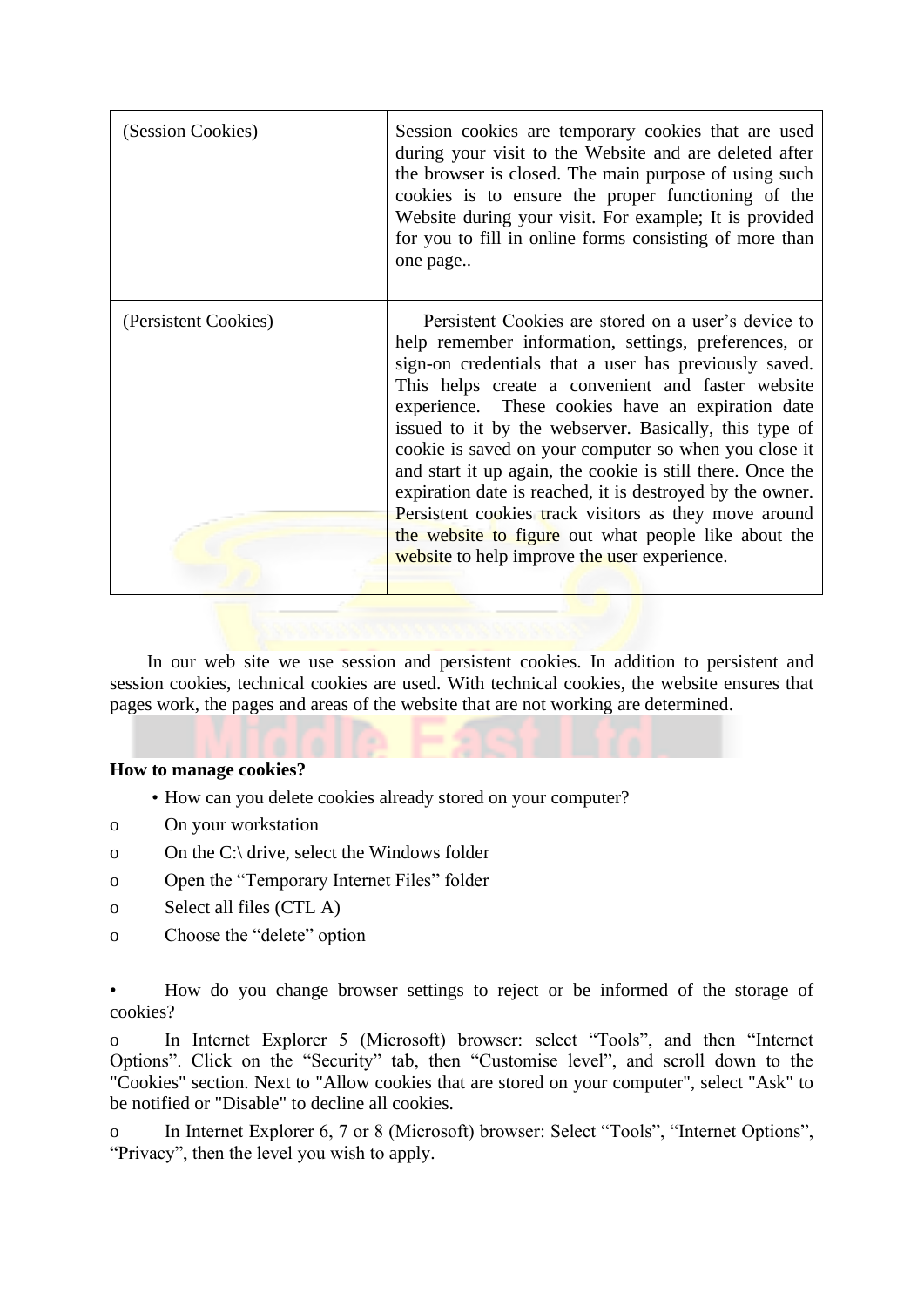| (Session Cookies) | Session cookies are temporary cookies that are used during your visit to the Website and are deleted after the browser is closed. The main purpose of using such cookies is to ensure the proper functioning of the Website during your visit. For example; It is provided for you to fill in online forms consisting of more than one page.. |
| --- | --- |
| (Persistent Cookies) | Persistent Cookies are stored on a user's device to help remember information, settings, preferences, or sign-on credentials that a user has previously saved. This helps create a convenient and faster website experience. These cookies have an expiration date issued to it by the webserver. Basically, this type of cookie is saved on your computer so when you close it and start it up again, the cookie is still there. Once the expiration date is reached, it is destroyed by the owner. Persistent cookies track visitors as they move around the website to figure out what people like about the website to help improve the user experience. |

In our web site we use session and persistent cookies. In addition to persistent and session cookies, technical cookies are used. With technical cookies, the website ensures that pages work, the pages and areas of the website that are not working are determined.

**How to manage cookies?**

- How can you delete cookies already stored on your computer?
  - On your workstation
  - On the C:\ drive, select the Windows folder
  - Open the "Temporary Internet Files" folder
  - Select all files (CTL A)
  - Choose the "delete" option

- How do you change browser settings to reject or be informed of the storage of cookies?
  - In Internet Explorer 5 (Microsoft) browser: select "Tools", and then "Internet Options". Click on the "Security" tab, then "Customise level", and scroll down to the "Cookies" section. Next to "Allow cookies that are stored on your computer", select "Ask" to be notified or "Disable" to decline all cookies.
  - In Internet Explorer 6, 7 or 8 (Microsoft) browser: Select "Tools", "Internet Options", "Privacy", then the level you wish to apply.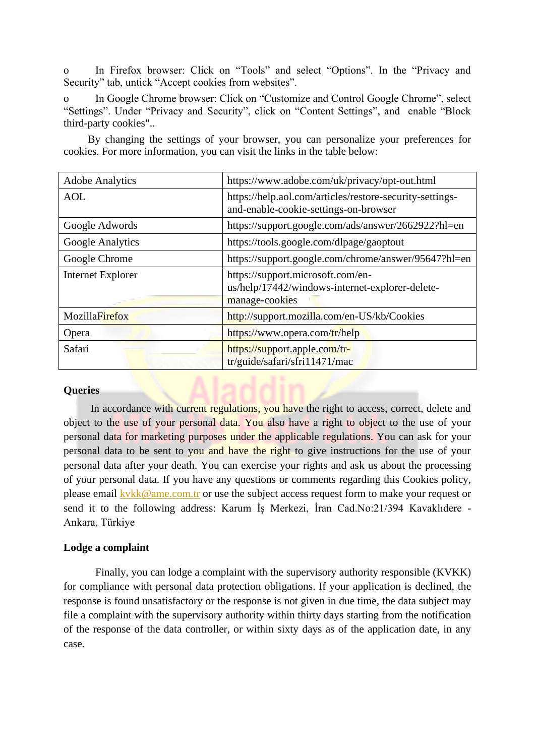o In Firefox browser: Click on “Tools” and select “Options”. In the “Privacy and Security” tab, untick “Accept cookies from websites”.

o In Google Chrome browser: Click on “Customize and Control Google Chrome”, select “Settings”. Under “Privacy and Security”, click on “Content Settings”, and enable “Block third-party cookies"..

By changing the settings of your browser, you can personalize your preferences for cookies. For more information, you can visit the links in the table below:

| | |
|---|---|
| Adobe Analytics | https://www.adobe.com/uk/privacy/opt-out.html |
| AOL | https://help.aol.com/articles/restore-security-settings-and-enable-cookie-settings-on-browser |
| Google Adwords | https://support.google.com/ads/answer/2662922?hl=en |
| Google Analytics | https://tools.google.com/dlpage/gaoptout |
| Google Chrome | https://support.google.com/chrome/answer/95647?hl=en |
| Internet Explorer | https://support.microsoft.com/en-us/help/17442/windows-internet-explorer-delete-manage-cookies |
| MozillaFirefox | http://support.mozilla.com/en-US/kb/Cookies |
| Opera | https://www.opera.com/tr/help |
| Safari | https://support.apple.com/tr-tr/guide/safari/sfri11471/mac |

**Queries**

In accordance with current regulations, you have the right to access, correct, delete and object to the use of your personal data. You also have a right to object to the use of your personal data for marketing purposes under the applicable regulations. You can ask for your personal data to be sent to you and have the right to give instructions for the use of your personal data after your death. You can exercise your rights and ask us about the processing of your personal data. If you have any questions or comments regarding this Cookies policy, please email kvkk@ame.com.tr or use the subject access request form to make your request or send it to the following address: Karum İş Merkezi, İran Cad.No:21/394 Kavaklıdere - Ankara, Türkiye

**Lodge a complaint**

Finally, you can lodge a complaint with the supervisory authority responsible (KVKK) for compliance with personal data protection obligations. If your application is declined, the response is found unsatisfactory or the response is not given in due time, the data subject may file a complaint with the supervisory authority within thirty days starting from the notification of the response of the data controller, or within sixty days as of the application date, in any case.